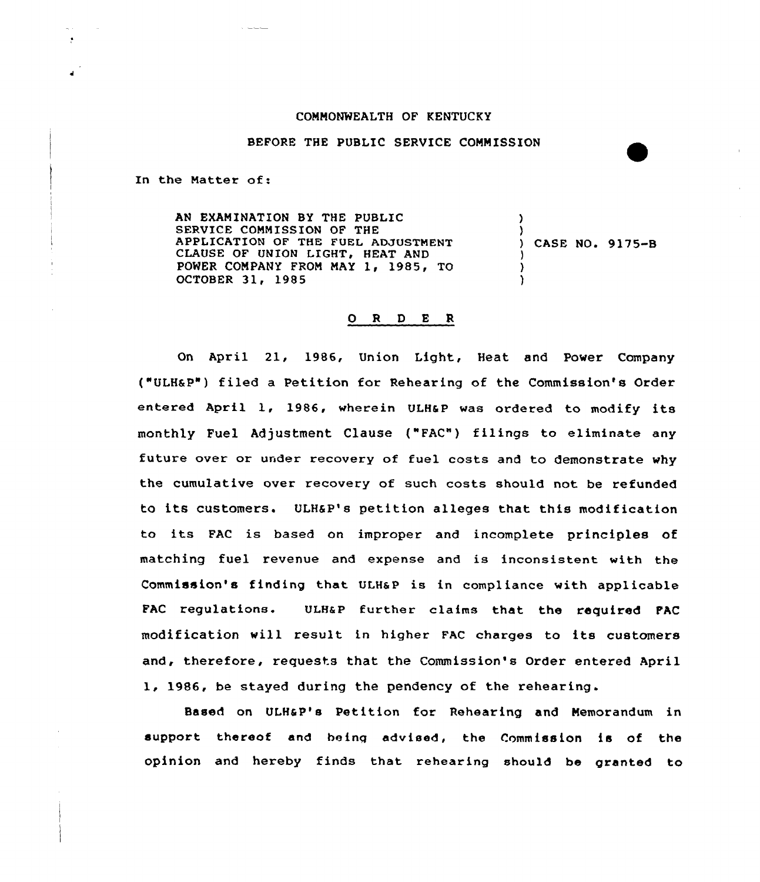COMMONWEALTH OF KENTUCKY

BEFORE THE PUBLIC SERVICE COMMISSION

In the Matter of:

AN EXAMINATION BY THE PUBLIC SERVICE COMMISSION OF THE APPLICATION OF THE FUEL ADJUSTMENT CLAUSE OF UNION LIGHT, HEAT AND POWER COMPANY FROM MAY 1, 1985, TO OCTOBER 31, 1985 ) CASE NO. 9175-B

## O R D E R

On April 21, 1986, Union Light, Heat and Power Company ("ULH&P") filed a Petition for Rehearing of the Commission's Order entered April 1, 1986, wherein ULH&P was ordered to modify its monthly Fuel Adjustment Clause ("FAC") filings to eliminate any future over or under recovery of fuel costs and to demonstrate why the cumulative over recovery of such costs should not be refunded to its customers. ULH&P's petition alleges that this modification to its FAC is based on improper and incomplete principles of matching fuel revenue and expense and is inconsistent with the Commission's finding that ULH&P is in compliance with applicable FAC regulations. ULH&P further claims that the required FAC modification will result in higher FAC charges to its customers and, therefore, requests that the Commission's Order entered April 1, 1986, be stayed during the pendency of the rehearing.

Based on ULH&P's Petition for Rehearing and Memorandum in support thereof and being advised, the Commission is of the opinion and hereby finds that rehearing should be granted to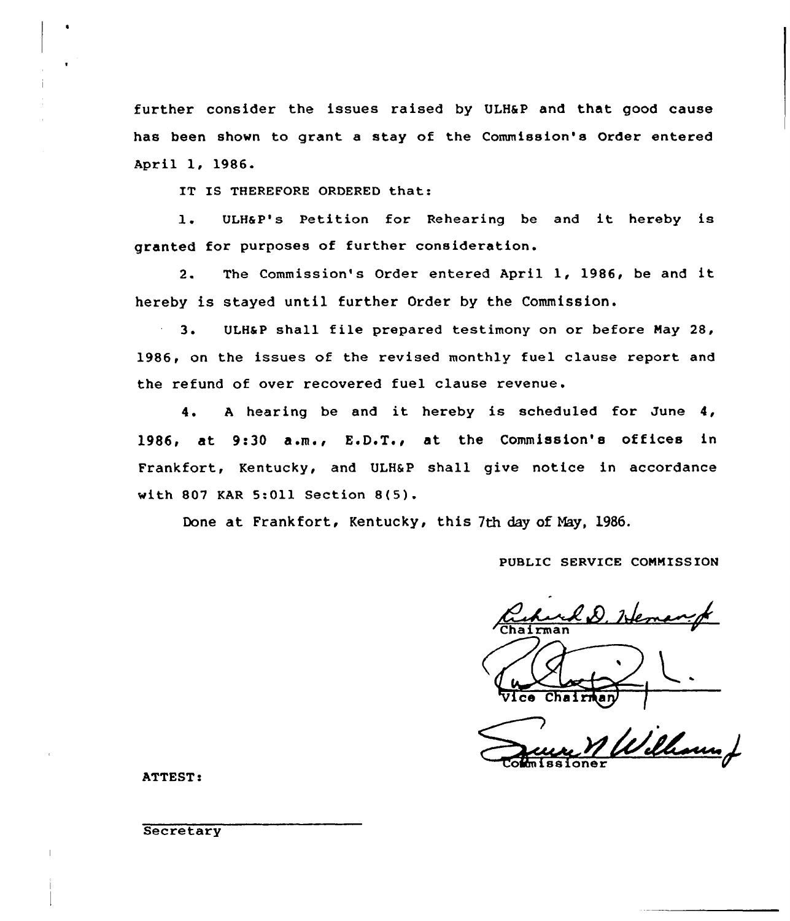further consider the issues raised by ULH&P and that good cause has been shown to grant a stay of the Commission's Order entered April 1, 1986.

IT IS THEREFORE ORDERED that:

1. ULH&P's Petition for Rehearing be and it hereby is granted for purposes of further consideration.

2. The Commission's Order entered April 1, 1986, be and it hereby is stayed until further Order by the Commission.

3. ULH&P shall file prepared testimony on or before May 28, 1986, on the issues of the revised monthly fuel clause report and the refund of over recovered fuel clause revenue.

4. A hearing be and it hereby is scheduled for June 4, 1986, at 9:30 a.m., E.D.T., at the Commission's offices in Frankfort, Kentucky, and ULH&P shall give notice in accordance with 807 KAR 5:011 Section 8(5).

Done at Frankfort, Kentucky, this 7th day of May, 1986.

PUBLIC SERVICE COMMISSION

Chairman

Vice Chairman

Commissioner

ATTEST:

Secretary